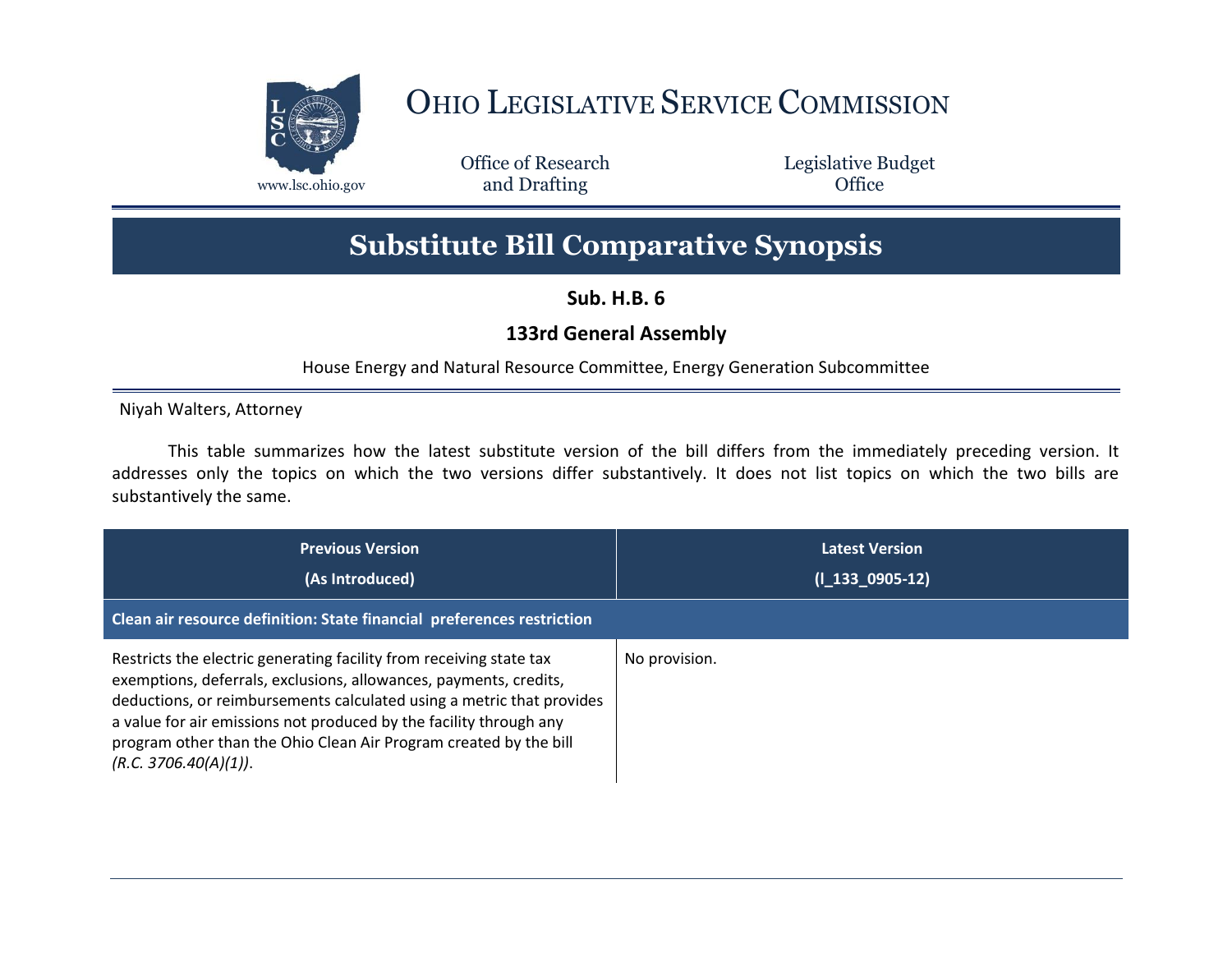# Ohio Legislative Service Commission

www.lsc.ohio.gov

Office of Research and Drafting

Legislative Budget Office

## Substitute Bill Comparative Synopsis

**Sub. H.B. 6**

**133rd General Assembly**

House Energy and Natural Resource Committee, Energy Generation Subcommittee

Niyah Walters, Attorney

This table summarizes how the latest substitute version of the bill differs from the immediately preceding version. It addresses only the topics on which the two versions differ substantively. It does not list topics on which the two bills are substantively the same.

| Previous Version (As Introduced) | Latest Version (l_133_0905-12) |
|---|---|
| **Clean air resource definition: State financial preferences restriction** | |
| Restricts the electric generating facility from receiving state tax exemptions, deferrals, exclusions, allowances, payments, credits, deductions, or reimbursements calculated using a metric that provides a value for air emissions not produced by the facility through any program other than the Ohio Clean Air Program created by the bill *(R.C. 3706.40(A)(1))*. | No provision. |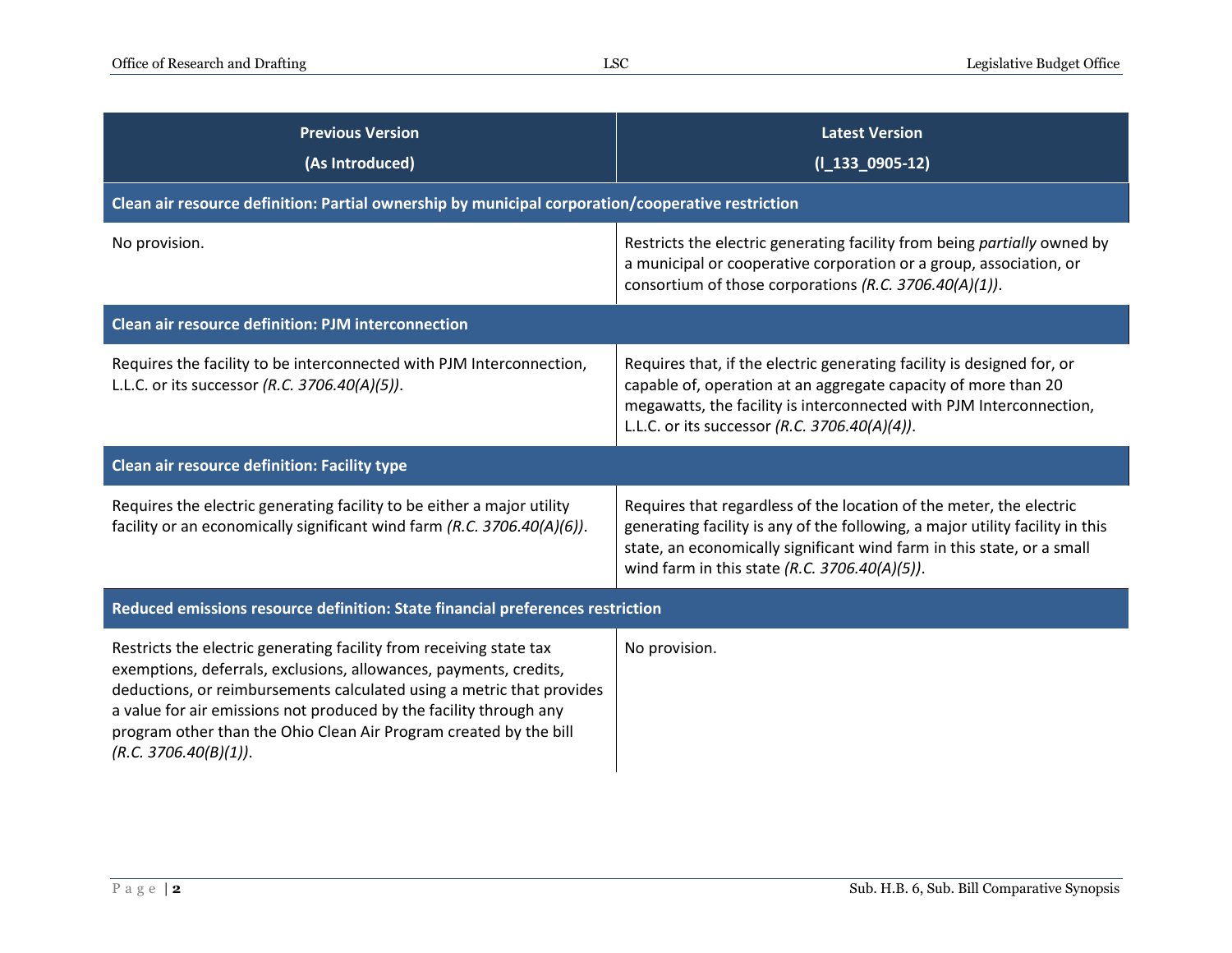| Previous Version (As Introduced) | Latest Version (I_133_0905-12) |
|---|---|
| **Clean air resource definition: Partial ownership by municipal corporation/cooperative restriction** | |
| No provision. | Restricts the electric generating facility from being *partially* owned by a municipal or cooperative corporation or a group, association, or consortium of those corporations *(R.C. 3706.40(A)(1))*. |
| **Clean air resource definition: PJM interconnection** | |
| Requires the facility to be interconnected with PJM Interconnection, L.L.C. or its successor *(R.C. 3706.40(A)(5))*. | Requires that, if the electric generating facility is designed for, or capable of, operation at an aggregate capacity of more than 20 megawatts, the facility is interconnected with PJM Interconnection, L.L.C. or its successor *(R.C. 3706.40(A)(4))*. |
| **Clean air resource definition: Facility type** | |
| Requires the electric generating facility to be either a major utility facility or an economically significant wind farm *(R.C. 3706.40(A)(6))*. | Requires that regardless of the location of the meter, the electric generating facility is any of the following, a major utility facility in this state, an economically significant wind farm in this state, or a small wind farm in this state *(R.C. 3706.40(A)(5))*. |
| **Reduced emissions resource definition: State financial preferences restriction** | |
| Restricts the electric generating facility from receiving state tax exemptions, deferrals, exclusions, allowances, payments, credits, deductions, or reimbursements calculated using a metric that provides a value for air emissions not produced by the facility through any program other than the Ohio Clean Air Program created by the bill *(R.C. 3706.40(B)(1))*. | No provision. |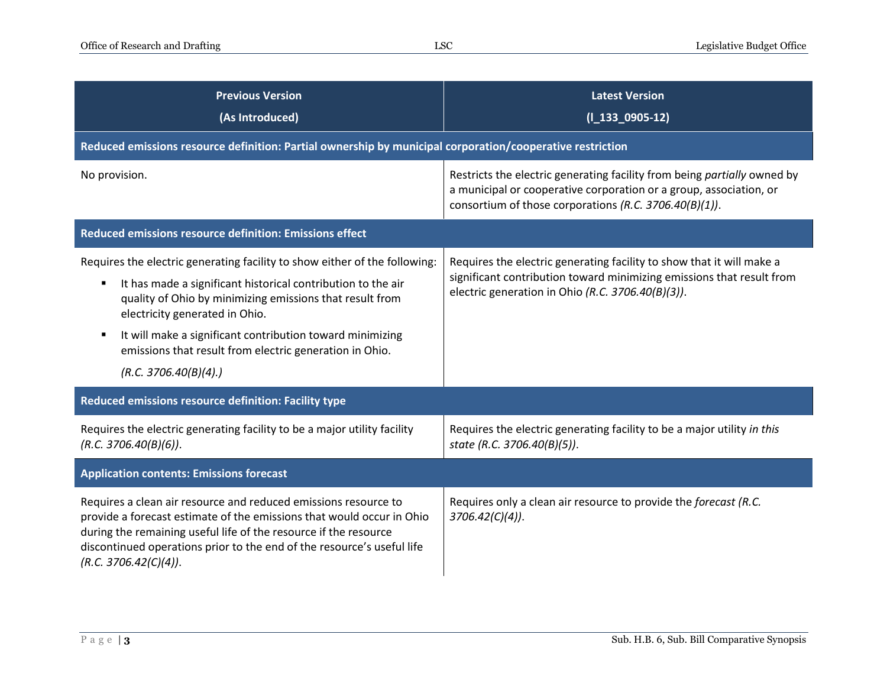| Previous Version (As Introduced) | Latest Version (I_133_0905-12) |
| --- | --- |
| **Reduced emissions resource definition: Partial ownership by municipal corporation/cooperative restriction** | |
| No provision. | Restricts the electric generating facility from being *partially* owned by a municipal or cooperative corporation or a group, association, or consortium of those corporations *(R.C. 3706.40(B)(1))*. |
| **Reduced emissions resource definition: Emissions effect** | |
| Requires the electric generating facility to show either of the following:<br>▪ It has made a significant historical contribution to the air quality of Ohio by minimizing emissions that result from electricity generated in Ohio.<br>▪ It will make a significant contribution toward minimizing emissions that result from electric generation in Ohio.<br>*(R.C. 3706.40(B)(4).)* | Requires the electric generating facility to show that it will make a significant contribution toward minimizing emissions that result from electric generation in Ohio *(R.C. 3706.40(B)(3))*. |
| **Reduced emissions resource definition: Facility type** | |
| Requires the electric generating facility to be a major utility facility *(R.C. 3706.40(B)(6))*. | Requires the electric generating facility to be a major utility *in this state (R.C. 3706.40(B)(5))*. |
| **Application contents: Emissions forecast** | |
| Requires a clean air resource and reduced emissions resource to provide a forecast estimate of the emissions that would occur in Ohio during the remaining useful life of the resource if the resource discontinued operations prior to the end of the resource's useful life *(R.C. 3706.42(C)(4))*. | Requires only a clean air resource to provide the *forecast (R.C. 3706.42(C)(4))*. |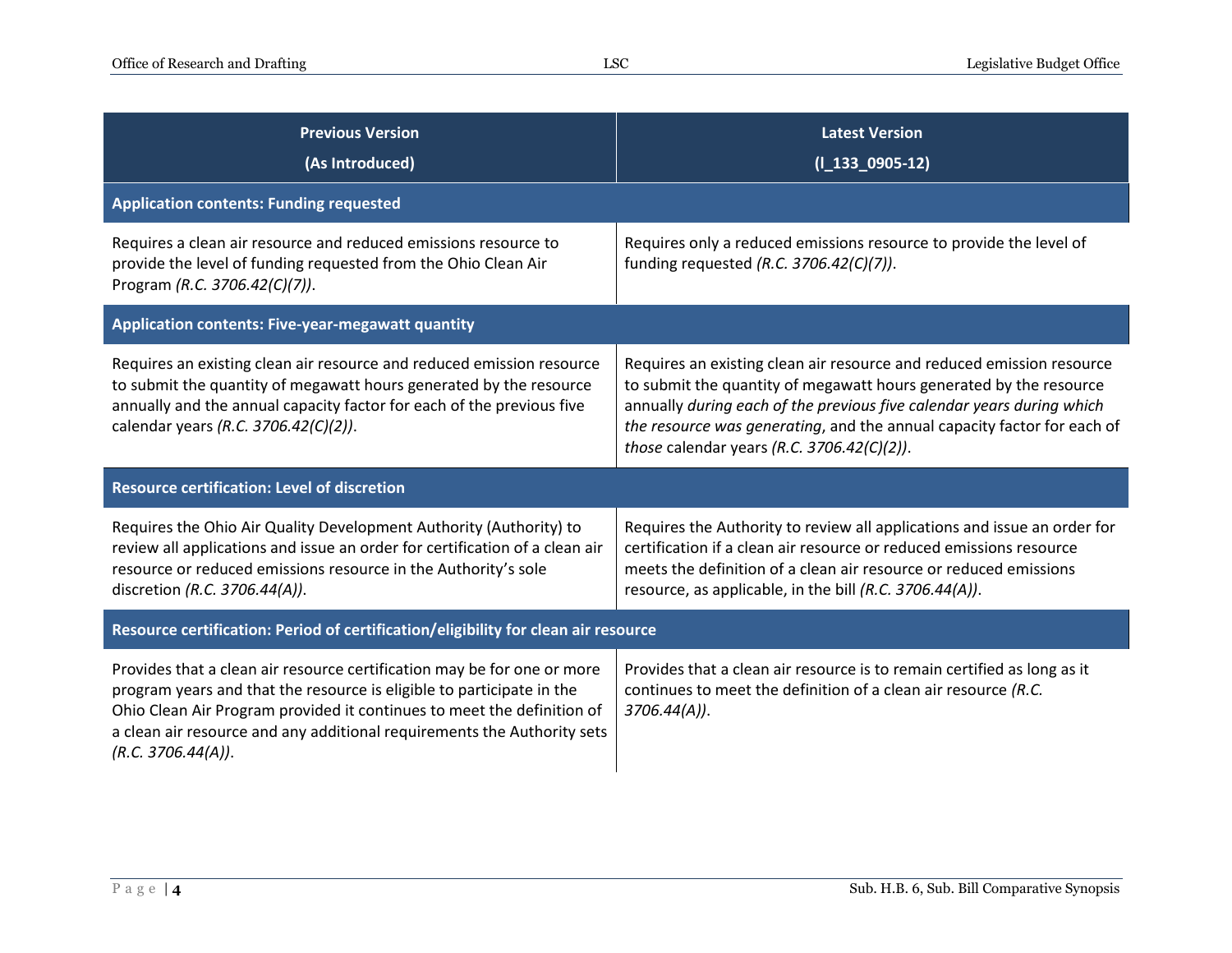| Previous Version (As Introduced) | Latest Version (I_133_0905-12) |
|---|---|
| **Application contents: Funding requested** | |
| Requires a clean air resource and reduced emissions resource to provide the level of funding requested from the Ohio Clean Air Program *(R.C. 3706.42(C)(7))*. | Requires only a reduced emissions resource to provide the level of funding requested *(R.C. 3706.42(C)(7))*. |
| **Application contents: Five-year-megawatt quantity** | |
| Requires an existing clean air resource and reduced emission resource to submit the quantity of megawatt hours generated by the resource annually and the annual capacity factor for each of the previous five calendar years *(R.C. 3706.42(C)(2))*. | Requires an existing clean air resource and reduced emission resource to submit the quantity of megawatt hours generated by the resource annually *during each of the previous five calendar years during which the resource was generating*, and the annual capacity factor for each of *those* calendar years *(R.C. 3706.42(C)(2))*. |
| **Resource certification: Level of discretion** | |
| Requires the Ohio Air Quality Development Authority (Authority) to review all applications and issue an order for certification of a clean air resource or reduced emissions resource in the Authority's sole discretion *(R.C. 3706.44(A))*. | Requires the Authority to review all applications and issue an order for certification if a clean air resource or reduced emissions resource meets the definition of a clean air resource or reduced emissions resource, as applicable, in the bill *(R.C. 3706.44(A))*. |
| **Resource certification: Period of certification/eligibility for clean air resource** | |
| Provides that a clean air resource certification may be for one or more program years and that the resource is eligible to participate in the Ohio Clean Air Program provided it continues to meet the definition of a clean air resource and any additional requirements the Authority sets *(R.C. 3706.44(A))*. | Provides that a clean air resource is to remain certified as long as it continues to meet the definition of a clean air resource *(R.C. 3706.44(A))*. |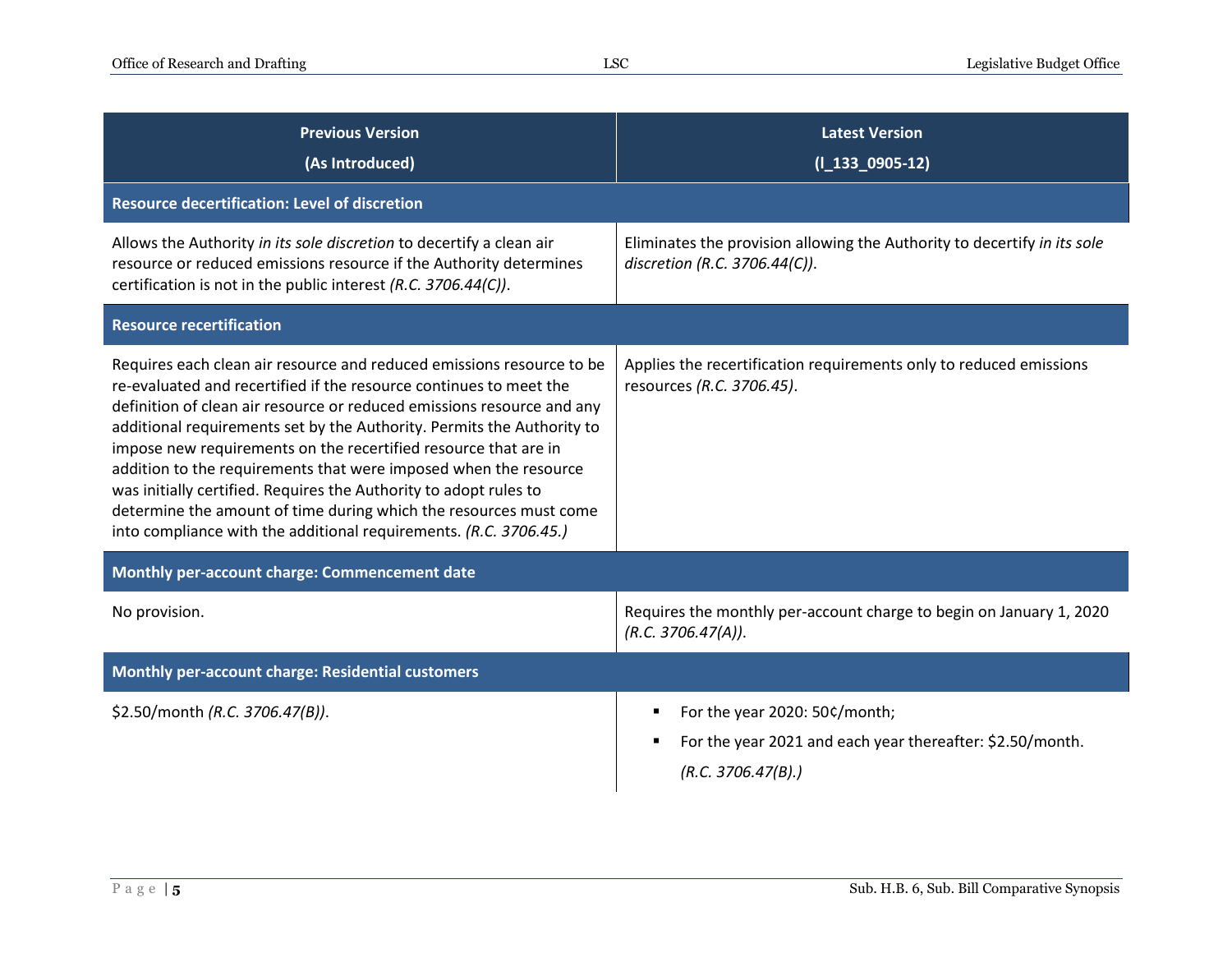| Previous Version (As Introduced) | Latest Version (I_133_0905-12) |
|---|---|
| **Resource decertification: Level of discretion** | |
| Allows the Authority *in its sole discretion* to decertify a clean air resource or reduced emissions resource if the Authority determines certification is not in the public interest *(R.C. 3706.44(C))*. | Eliminates the provision allowing the Authority to decertify *in its sole discretion (R.C. 3706.44(C))*. |
| **Resource recertification** | |
| Requires each clean air resource and reduced emissions resource to be re-evaluated and recertified if the resource continues to meet the definition of clean air resource or reduced emissions resource and any additional requirements set by the Authority. Permits the Authority to impose new requirements on the recertified resource that are in addition to the requirements that were imposed when the resource was initially certified. Requires the Authority to adopt rules to determine the amount of time during which the resources must come into compliance with the additional requirements. *(R.C. 3706.45.)* | Applies the recertification requirements only to reduced emissions resources *(R.C. 3706.45)*. |
| **Monthly per-account charge: Commencement date** | |
| No provision. | Requires the monthly per-account charge to begin on January 1, 2020 *(R.C. 3706.47(A))*. |
| **Monthly per-account charge: Residential customers** | |
| $2.50/month *(R.C. 3706.47(B))*. | ▪ For the year 2020: 50¢/month;<br>▪ For the year 2021 and each year thereafter: $2.50/month.<br>*(R.C. 3706.47(B).)* |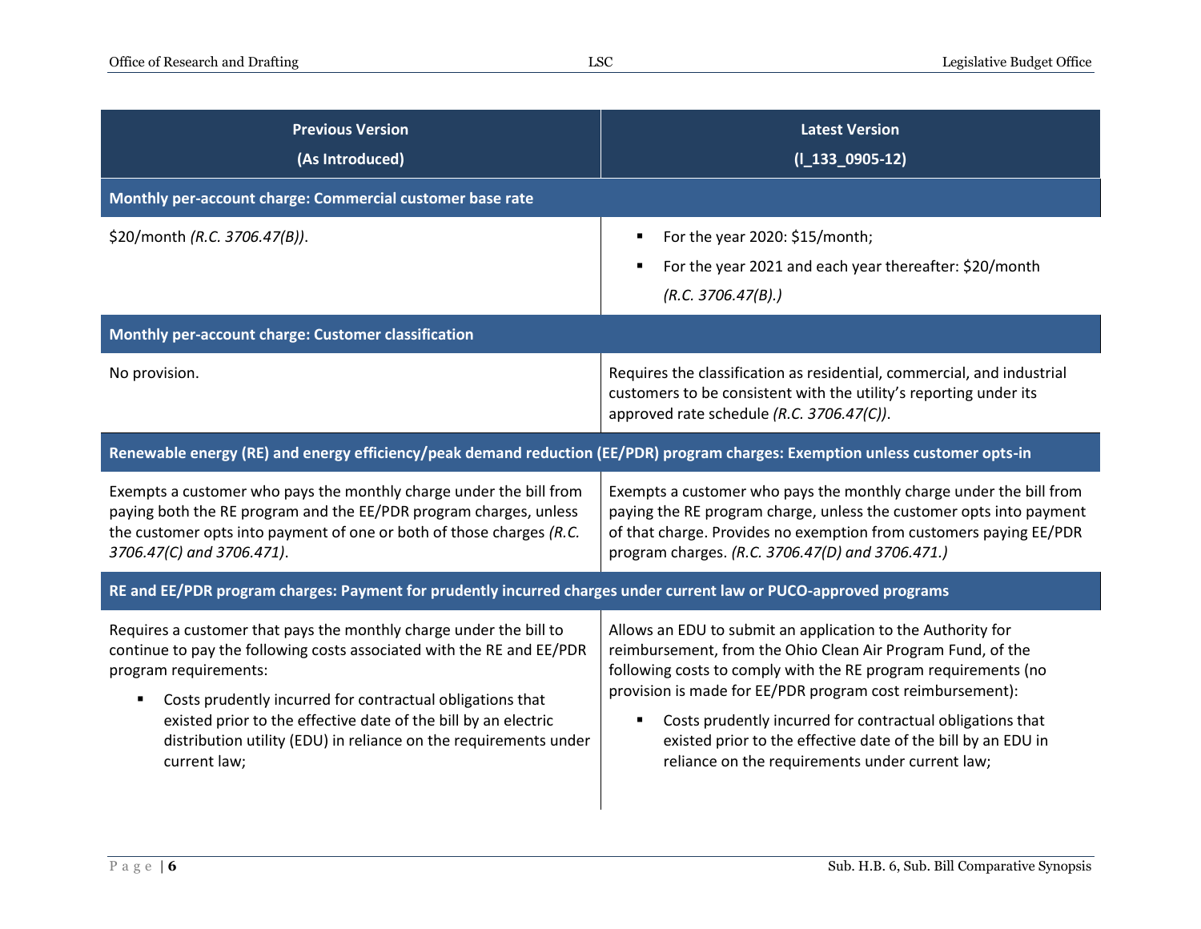| Previous Version (As Introduced) | Latest Version (I_133_0905-12) |
|---|---|
| **Monthly per-account charge: Commercial customer base rate** | |
| $20/month *(R.C. 3706.47(B))*. | ▪ For the year 2020: $15/month; <br> ▪ For the year 2021 and each year thereafter: $20/month *(R.C. 3706.47(B).)* |
| **Monthly per-account charge: Customer classification** | |
| No provision. | Requires the classification as residential, commercial, and industrial customers to be consistent with the utility's reporting under its approved rate schedule *(R.C. 3706.47(C))*. |
| **Renewable energy (RE) and energy efficiency/peak demand reduction (EE/PDR) program charges: Exemption unless customer opts-in** | |
| Exempts a customer who pays the monthly charge under the bill from paying both the RE program and the EE/PDR program charges, unless the customer opts into payment of one or both of those charges *(R.C. 3706.47(C) and 3706.471)*. | Exempts a customer who pays the monthly charge under the bill from paying the RE program charge, unless the customer opts into payment of that charge. Provides no exemption from customers paying EE/PDR program charges. *(R.C. 3706.47(D) and 3706.471.)* |
| **RE and EE/PDR program charges: Payment for prudently incurred charges under current law or PUCO-approved programs** | |
| Requires a customer that pays the monthly charge under the bill to continue to pay the following costs associated with the RE and EE/PDR program requirements: <br> ▪ Costs prudently incurred for contractual obligations that existed prior to the effective date of the bill by an electric distribution utility (EDU) in reliance on the requirements under current law; | Allows an EDU to submit an application to the Authority for reimbursement, from the Ohio Clean Air Program Fund, of the following costs to comply with the RE program requirements (no provision is made for EE/PDR program cost reimbursement): <br> ▪ Costs prudently incurred for contractual obligations that existed prior to the effective date of the bill by an EDU in reliance on the requirements under current law; |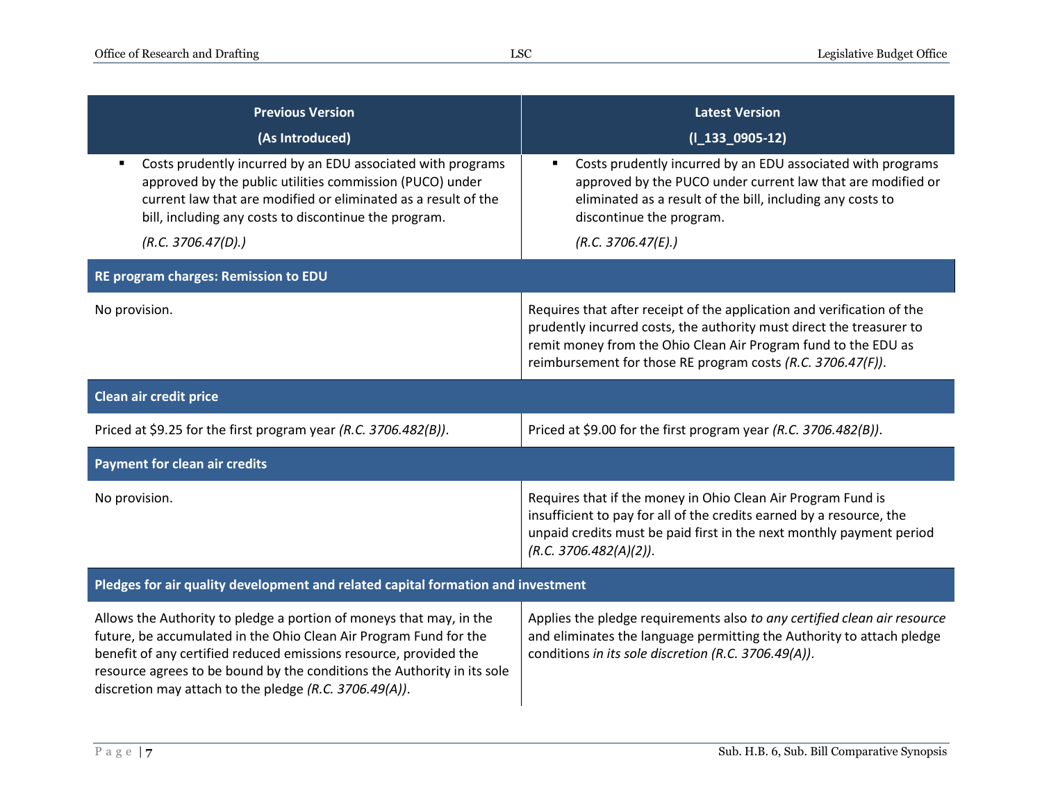| Previous Version (As Introduced) | Latest Version (I_133_0905-12) |
|---|---|
| ▪ Costs prudently incurred by an EDU associated with programs approved by the public utilities commission (PUCO) under current law that are modified or eliminated as a result of the bill, including any costs to discontinue the program. *(R.C. 3706.47(D).)* | ▪ Costs prudently incurred by an EDU associated with programs approved by the PUCO under current law that are modified or eliminated as a result of the bill, including any costs to discontinue the program. *(R.C. 3706.47(E).)* |
| **RE program charges: Remission to EDU** | |
| No provision. | Requires that after receipt of the application and verification of the prudently incurred costs, the authority must direct the treasurer to remit money from the Ohio Clean Air Program fund to the EDU as reimbursement for those RE program costs *(R.C. 3706.47(F))*. |
| **Clean air credit price** | |
| Priced at $9.25 for the first program year *(R.C. 3706.482(B))*. | Priced at $9.00 for the first program year *(R.C. 3706.482(B))*. |
| **Payment for clean air credits** | |
| No provision. | Requires that if the money in Ohio Clean Air Program Fund is insufficient to pay for all of the credits earned by a resource, the unpaid credits must be paid first in the next monthly payment period *(R.C. 3706.482(A)(2))*. |
| **Pledges for air quality development and related capital formation and investment** | |
| Allows the Authority to pledge a portion of moneys that may, in the future, be accumulated in the Ohio Clean Air Program Fund for the benefit of any certified reduced emissions resource, provided the resource agrees to be bound by the conditions the Authority in its sole discretion may attach to the pledge *(R.C. 3706.49(A))*. | Applies the pledge requirements also *to any certified clean air resource* and eliminates the language permitting the Authority to attach pledge conditions *in its sole discretion (R.C. 3706.49(A))*. |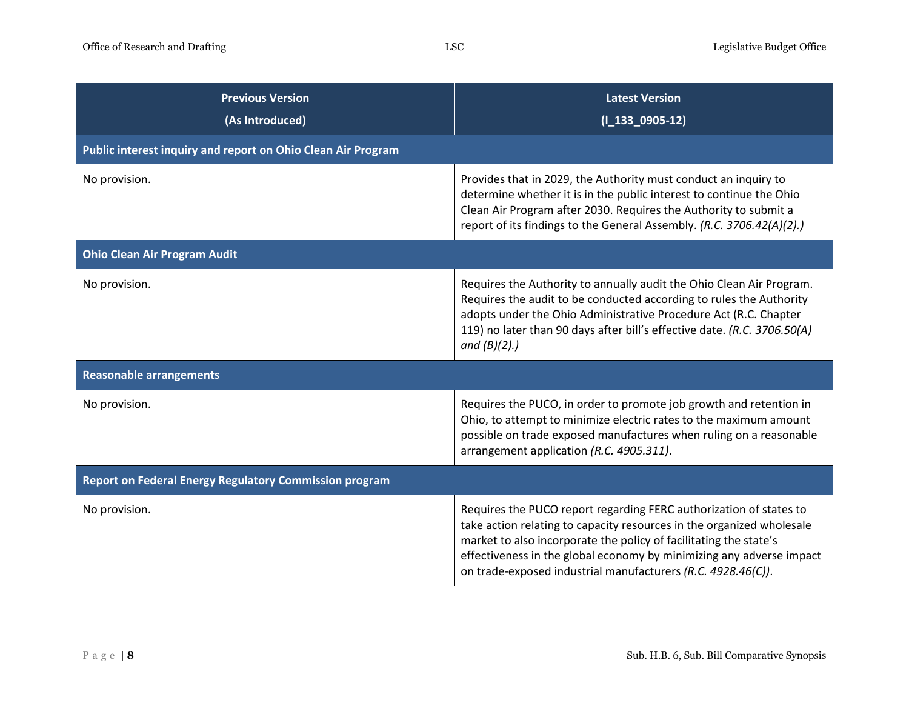| Previous Version (As Introduced) | Latest Version (I_133_0905-12) |
|---|---|
| **Public interest inquiry and report on Ohio Clean Air Program** | |
| No provision. | Provides that in 2029, the Authority must conduct an inquiry to determine whether it is in the public interest to continue the Ohio Clean Air Program after 2030. Requires the Authority to submit a report of its findings to the General Assembly. *(R.C. 3706.42(A)(2).)* |
| **Ohio Clean Air Program Audit** | |
| No provision. | Requires the Authority to annually audit the Ohio Clean Air Program. Requires the audit to be conducted according to rules the Authority adopts under the Ohio Administrative Procedure Act (R.C. Chapter 119) no later than 90 days after bill's effective date. *(R.C. 3706.50(A) and (B)(2).)* |
| **Reasonable arrangements** | |
| No provision. | Requires the PUCO, in order to promote job growth and retention in Ohio, to attempt to minimize electric rates to the maximum amount possible on trade exposed manufactures when ruling on a reasonable arrangement application *(R.C. 4905.311)*. |
| **Report on Federal Energy Regulatory Commission program** | |
| No provision. | Requires the PUCO report regarding FERC authorization of states to take action relating to capacity resources in the organized wholesale market to also incorporate the policy of facilitating the state's effectiveness in the global economy by minimizing any adverse impact on trade-exposed industrial manufacturers *(R.C. 4928.46(C))*. |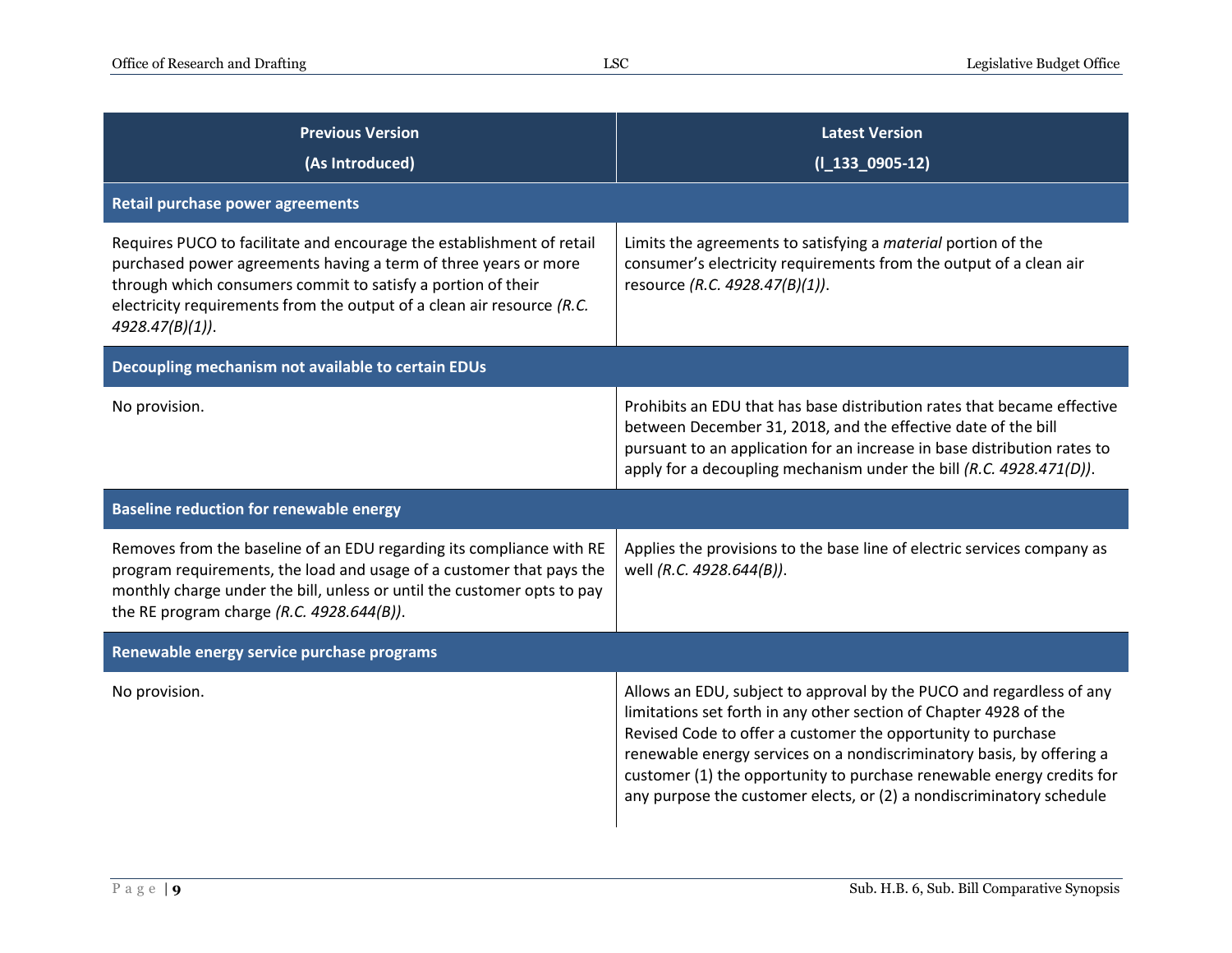| Previous Version (As Introduced) | Latest Version (l_133_0905-12) |
|---|---|
| **Retail purchase power agreements** | |
| Requires PUCO to facilitate and encourage the establishment of retail purchased power agreements having a term of three years or more through which consumers commit to satisfy a portion of their electricity requirements from the output of a clean air resource *(R.C. 4928.47(B)(1))*. | Limits the agreements to satisfying a *material* portion of the consumer's electricity requirements from the output of a clean air resource *(R.C. 4928.47(B)(1))*. |
| **Decoupling mechanism not available to certain EDUs** | |
| No provision. | Prohibits an EDU that has base distribution rates that became effective between December 31, 2018, and the effective date of the bill pursuant to an application for an increase in base distribution rates to apply for a decoupling mechanism under the bill *(R.C. 4928.471(D))*. |
| **Baseline reduction for renewable energy** | |
| Removes from the baseline of an EDU regarding its compliance with RE program requirements, the load and usage of a customer that pays the monthly charge under the bill, unless or until the customer opts to pay the RE program charge *(R.C. 4928.644(B))*. | Applies the provisions to the base line of electric services company as well *(R.C. 4928.644(B))*. |
| **Renewable energy service purchase programs** | |
| No provision. | Allows an EDU, subject to approval by the PUCO and regardless of any limitations set forth in any other section of Chapter 4928 of the Revised Code to offer a customer the opportunity to purchase renewable energy services on a nondiscriminatory basis, by offering a customer (1) the opportunity to purchase renewable energy credits for any purpose the customer elects, or (2) a nondiscriminatory schedule |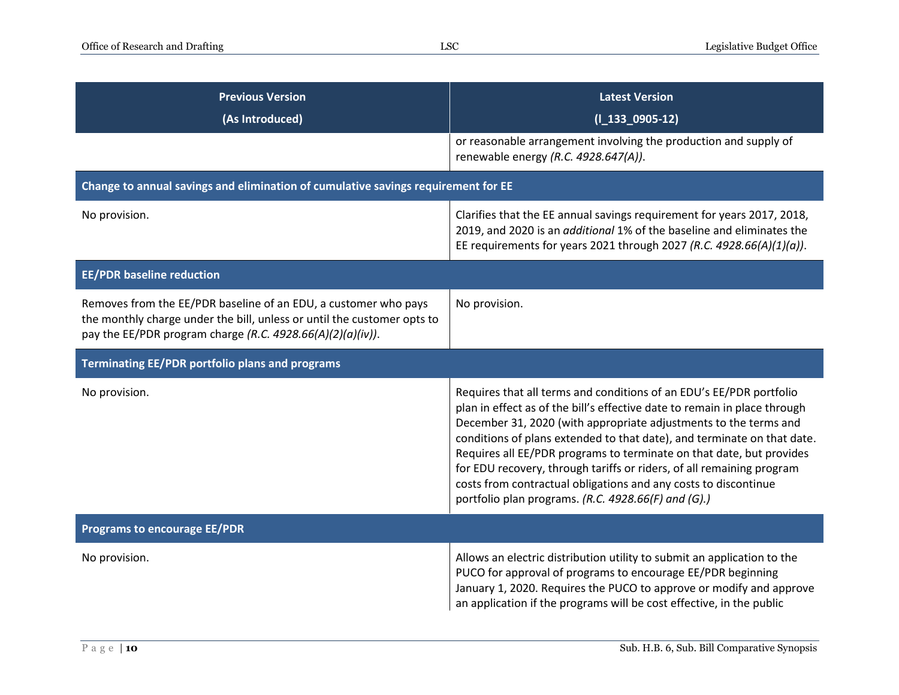| Previous Version (As Introduced) | Latest Version (I_133_0905-12) |
| --- | --- |
| | or reasonable arrangement involving the production and supply of renewable energy *(R.C. 4928.647(A))*. |
| **Change to annual savings and elimination of cumulative savings requirement for EE** | |
| No provision. | Clarifies that the EE annual savings requirement for years 2017, 2018, 2019, and 2020 is an *additional* 1% of the baseline and eliminates the EE requirements for years 2021 through 2027 *(R.C. 4928.66(A)(1)(a))*. |
| **EE/PDR baseline reduction** | |
| Removes from the EE/PDR baseline of an EDU, a customer who pays the monthly charge under the bill, unless or until the customer opts to pay the EE/PDR program charge *(R.C. 4928.66(A)(2)(a)(iv))*. | No provision. |
| **Terminating EE/PDR portfolio plans and programs** | |
| No provision. | Requires that all terms and conditions of an EDU's EE/PDR portfolio plan in effect as of the bill's effective date to remain in place through December 31, 2020 (with appropriate adjustments to the terms and conditions of plans extended to that date), and terminate on that date. Requires all EE/PDR programs to terminate on that date, but provides for EDU recovery, through tariffs or riders, of all remaining program costs from contractual obligations and any costs to discontinue portfolio plan programs. *(R.C. 4928.66(F) and (G).)* |
| **Programs to encourage EE/PDR** | |
| No provision. | Allows an electric distribution utility to submit an application to the PUCO for approval of programs to encourage EE/PDR beginning January 1, 2020. Requires the PUCO to approve or modify and approve an application if the programs will be cost effective, in the public |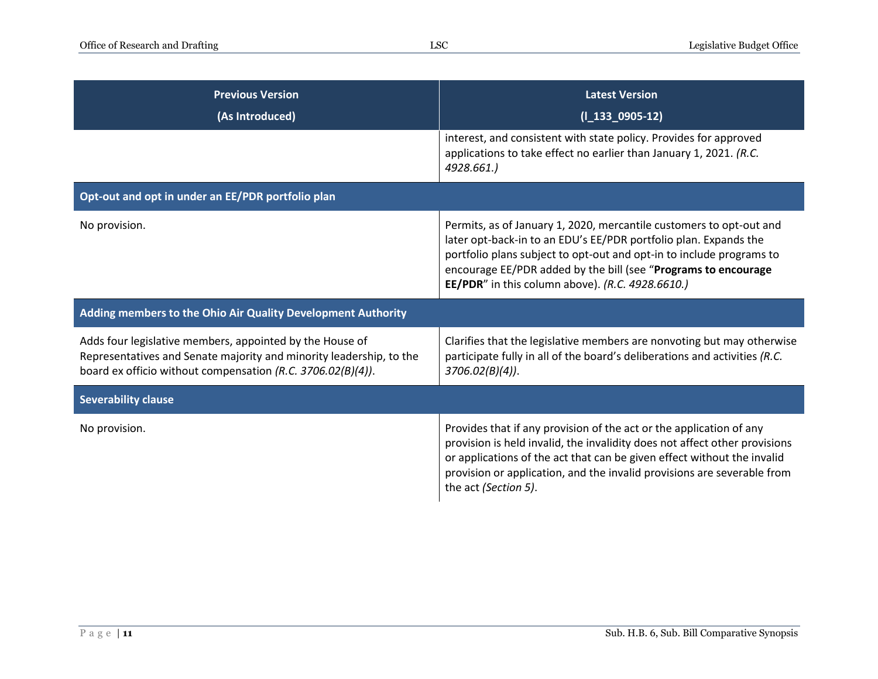| Previous Version (As Introduced) | Latest Version (I_133_0905-12) |
|---|---|
| | interest, and consistent with state policy. Provides for approved applications to take effect no earlier than January 1, 2021. *(R.C. 4928.661.)* |
| **Opt-out and opt in under an EE/PDR portfolio plan** | |
| No provision. | Permits, as of January 1, 2020, mercantile customers to opt-out and later opt-back-in to an EDU's EE/PDR portfolio plan. Expands the portfolio plans subject to opt-out and opt-in to include programs to encourage EE/PDR added by the bill (see "**Programs to encourage EE/PDR**" in this column above). *(R.C. 4928.6610.)* |
| **Adding members to the Ohio Air Quality Development Authority** | |
| Adds four legislative members, appointed by the House of Representatives and Senate majority and minority leadership, to the board ex officio without compensation *(R.C. 3706.02(B)(4))*. | Clarifies that the legislative members are nonvoting but may otherwise participate fully in all of the board's deliberations and activities *(R.C. 3706.02(B)(4))*. |
| **Severability clause** | |
| No provision. | Provides that if any provision of the act or the application of any provision is held invalid, the invalidity does not affect other provisions or applications of the act that can be given effect without the invalid provision or application, and the invalid provisions are severable from the act *(Section 5)*. |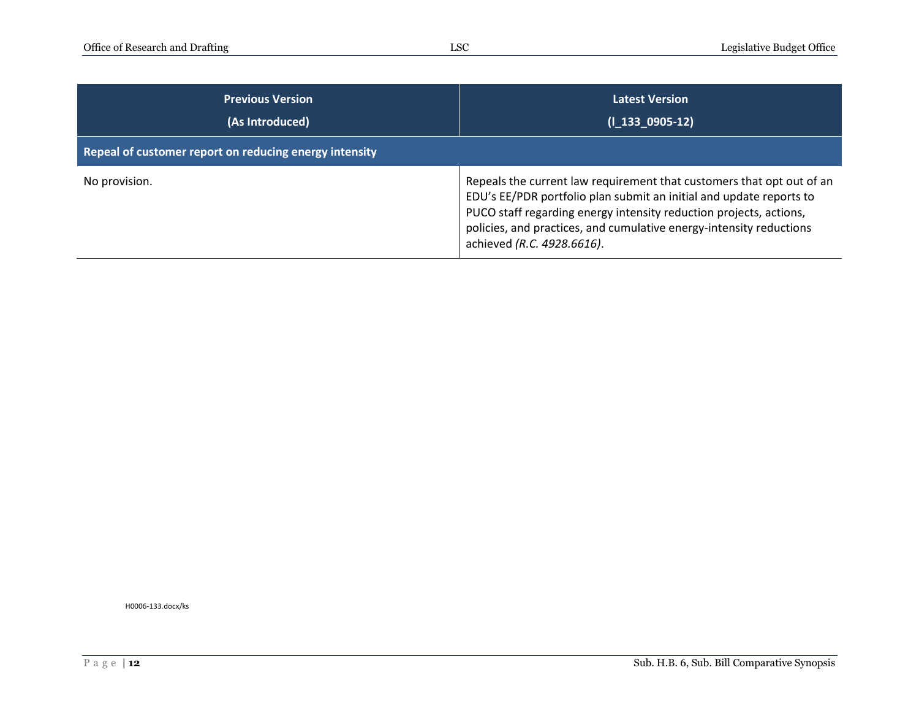| Previous Version (As Introduced) | Latest Version (I_133_0905-12) |
| --- | --- |
| **Repeal of customer report on reducing energy intensity** | |
| No provision. | Repeals the current law requirement that customers that opt out of an EDU's EE/PDR portfolio plan submit an initial and update reports to PUCO staff regarding energy intensity reduction projects, actions, policies, and practices, and cumulative energy-intensity reductions achieved *(R.C. 4928.6616)*. |

H0006-133.docx/ks